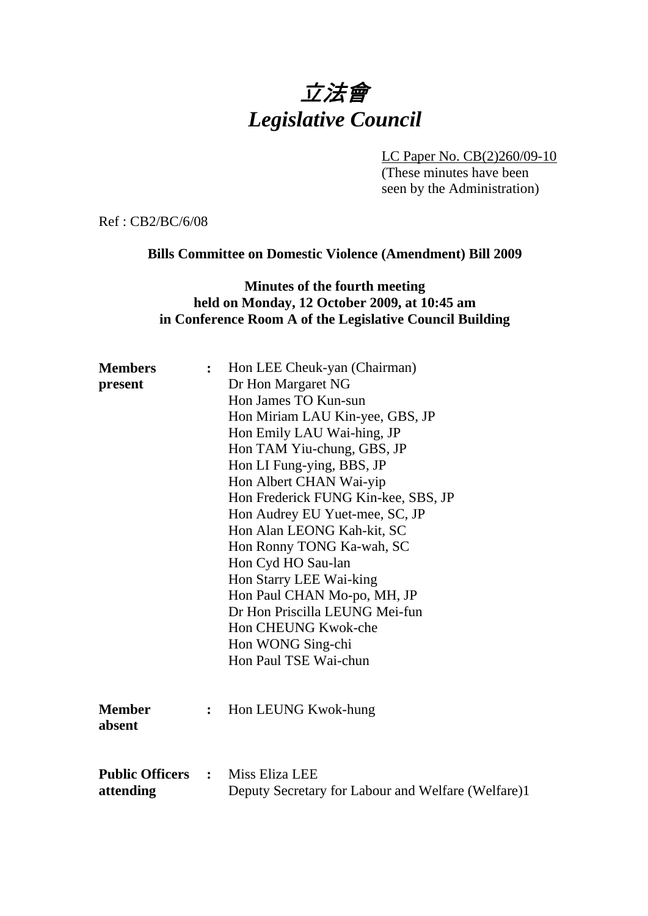# 立法會
# *Legislative Council*

LC Paper No. CB(2)260/09-10
(These minutes have been seen by the Administration)

Ref : CB2/BC/6/08

**Bills Committee on Domestic Violence (Amendment) Bill 2009**

**Minutes of the fourth meeting held on Monday, 12 October 2009, at 10:45 am in Conference Room A of the Legislative Council Building**

**Members present** :

Hon LEE Cheuk-yan (Chairman)
Dr Hon Margaret NG
Hon James TO Kun-sun
Hon Miriam LAU Kin-yee, GBS, JP
Hon Emily LAU Wai-hing, JP
Hon TAM Yiu-chung, GBS, JP
Hon LI Fung-ying, BBS, JP
Hon Albert CHAN Wai-yip
Hon Frederick FUNG Kin-kee, SBS, JP
Hon Audrey EU Yuet-mee, SC, JP
Hon Alan LEONG Kah-kit, SC
Hon Ronny TONG Ka-wah, SC
Hon Cyd HO Sau-lan
Hon Starry LEE Wai-king
Hon Paul CHAN Mo-po, MH, JP
Dr Hon Priscilla LEUNG Mei-fun
Hon CHEUNG Kwok-che
Hon WONG Sing-chi
Hon Paul TSE Wai-chun

**Member absent** :

Hon LEUNG Kwok-hung

**Public Officers attending** :

Miss Eliza LEE
Deputy Secretary for Labour and Welfare (Welfare)1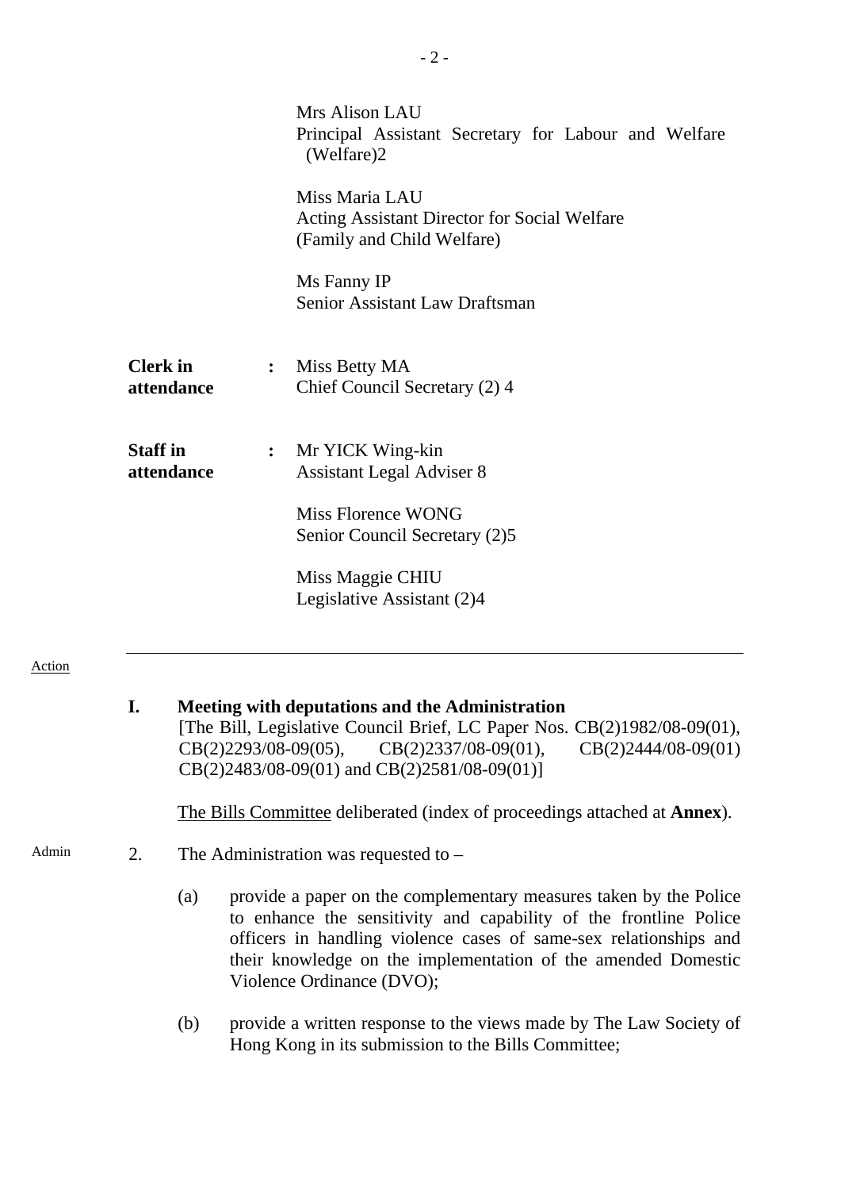Mrs Alison LAU
Principal Assistant Secretary for Labour and Welfare (Welfare)2

Miss Maria LAU
Acting Assistant Director for Social Welfare (Family and Child Welfare)

Ms Fanny IP
Senior Assistant Law Draftsman

**Clerk in attendance** : Miss Betty MA
Chief Council Secretary (2) 4

**Staff in attendance** : Mr YICK Wing-kin
Assistant Legal Adviser 8

Miss Florence WONG
Senior Council Secretary (2)5

Miss Maggie CHIU
Legislative Assistant (2)4

---

Action

**I. Meeting with deputations and the Administration**
[The Bill, Legislative Council Brief, LC Paper Nos. CB(2)1982/08-09(01), CB(2)2293/08-09(05), CB(2)2337/08-09(01), CB(2)2444/08-09(01) CB(2)2483/08-09(01) and CB(2)2581/08-09(01)]

The Bills Committee deliberated (index of proceedings attached at **Annex**).

Admin

2. The Administration was requested to –

(a) provide a paper on the complementary measures taken by the Police to enhance the sensitivity and capability of the frontline Police officers in handling violence cases of same-sex relationships and their knowledge on the implementation of the amended Domestic Violence Ordinance (DVO);

(b) provide a written response to the views made by The Law Society of Hong Kong in its submission to the Bills Committee;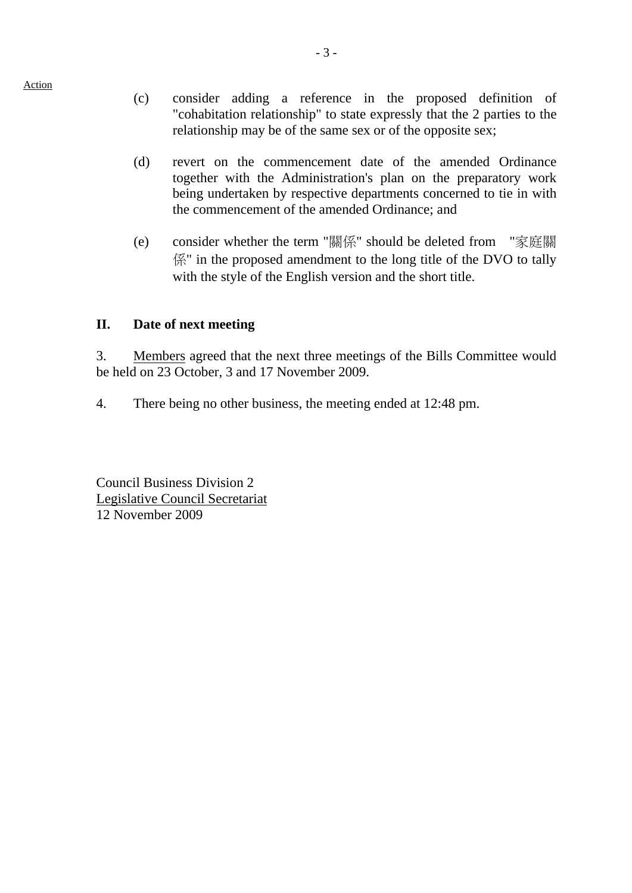Action

(c) consider adding a reference in the proposed definition of "cohabitation relationship" to state expressly that the 2 parties to the relationship may be of the same sex or of the opposite sex;

(d) revert on the commencement date of the amended Ordinance together with the Administration's plan on the preparatory work being undertaken by respective departments concerned to tie in with the commencement of the amended Ordinance; and

(e) consider whether the term "關係" should be deleted from "家庭關係" in the proposed amendment to the long title of the DVO to tally with the style of the English version and the short title.

## II. Date of next meeting

3. Members agreed that the next three meetings of the Bills Committee would be held on 23 October, 3 and 17 November 2009.

4. There being no other business, the meeting ended at 12:48 pm.

Council Business Division 2
Legislative Council Secretariat
12 November 2009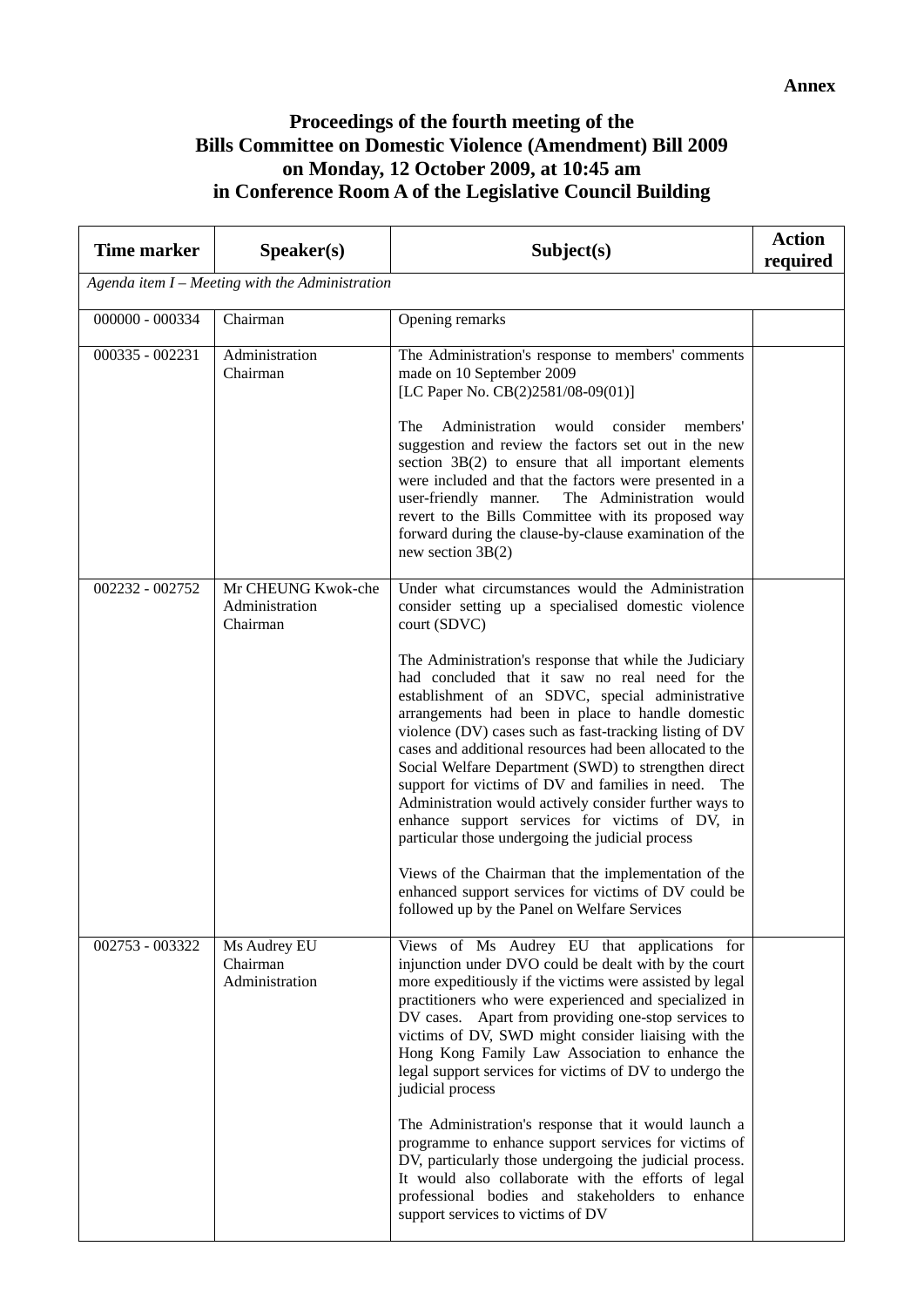**Annex**

# Proceedings of the fourth meeting of the Bills Committee on Domestic Violence (Amendment) Bill 2009 on Monday, 12 October 2009, at 10:45 am in Conference Room A of the Legislative Council Building

| Time marker | Speaker(s) | Subject(s) | Action required |
|---|---|---|---|
| *Agenda item I – Meeting with the Administration* | | | |
| 000000 - 000334 | Chairman | Opening remarks | |
| 000335 - 002231 | Administration<br>Chairman | The Administration's response to members' comments made on 10 September 2009<br>[LC Paper No. CB(2)2581/08-09(01)]<br><br>The Administration would consider members' suggestion and review the factors set out in the new section 3B(2) to ensure that all important elements were included and that the factors were presented in a user-friendly manner. The Administration would revert to the Bills Committee with its proposed way forward during the clause-by-clause examination of the new section 3B(2) | |
| 002232 - 002752 | Mr CHEUNG Kwok-che<br>Administration<br>Chairman | Under what circumstances would the Administration consider setting up a specialised domestic violence court (SDVC)<br><br>The Administration's response that while the Judiciary had concluded that it saw no real need for the establishment of an SDVC, special administrative arrangements had been in place to handle domestic violence (DV) cases such as fast-tracking listing of DV cases and additional resources had been allocated to the Social Welfare Department (SWD) to strengthen direct support for victims of DV and families in need. The Administration would actively consider further ways to enhance support services for victims of DV, in particular those undergoing the judicial process<br><br>Views of the Chairman that the implementation of the enhanced support services for victims of DV could be followed up by the Panel on Welfare Services | |
| 002753 - 003322 | Ms Audrey EU<br>Chairman<br>Administration | Views of Ms Audrey EU that applications for injunction under DVO could be dealt with by the court more expeditiously if the victims were assisted by legal practitioners who were experienced and specialized in DV cases. Apart from providing one-stop services to victims of DV, SWD might consider liaising with the Hong Kong Family Law Association to enhance the legal support services for victims of DV to undergo the judicial process<br><br>The Administration's response that it would launch a programme to enhance support services for victims of DV, particularly those undergoing the judicial process. It would also collaborate with the efforts of legal professional bodies and stakeholders to enhance support services to victims of DV | |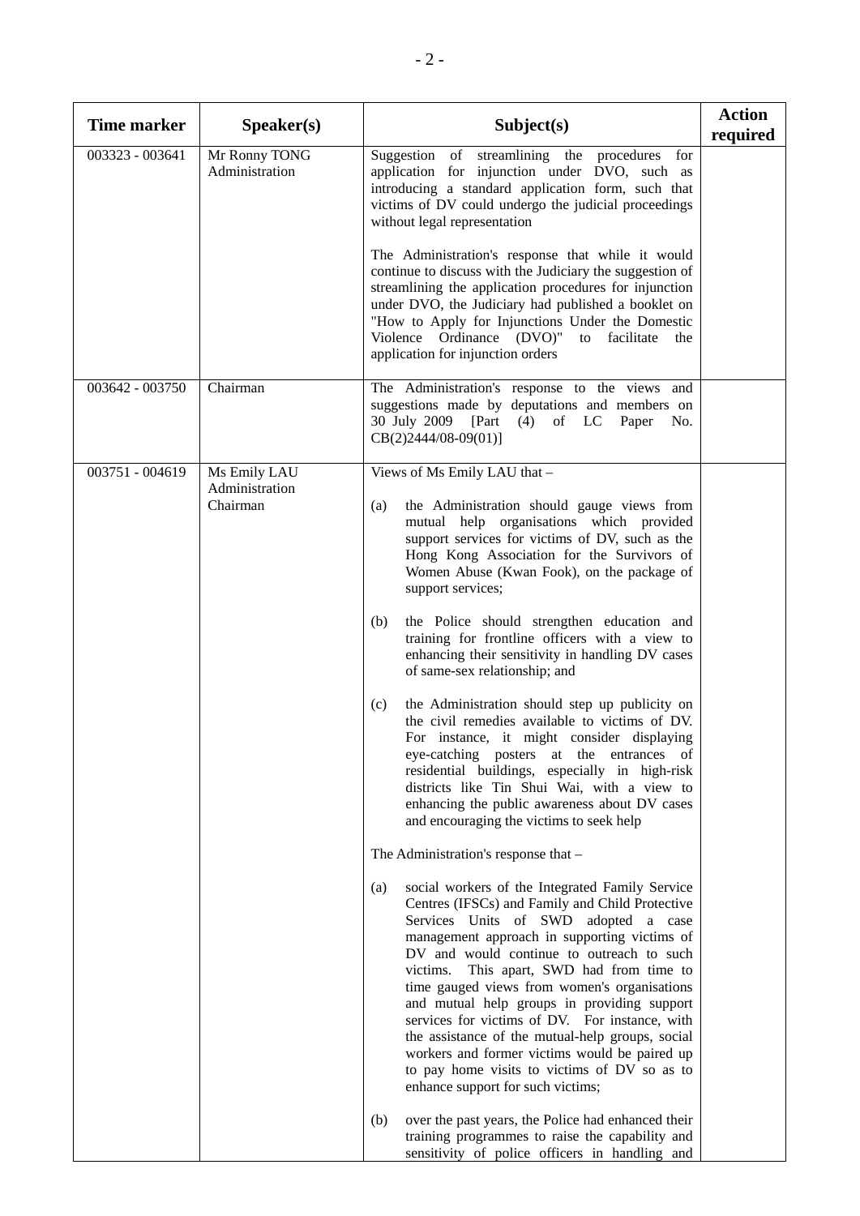| Time marker | Speaker(s) | Subject(s) | Action required |
|---|---|---|---|
| 003323 - 003641 | Mr Ronny TONG<br>Administration | Suggestion of streamlining the procedures for application for injunction under DVO, such as introducing a standard application form, such that victims of DV could undergo the judicial proceedings without legal representation<br><br>The Administration's response that while it would continue to discuss with the Judiciary the suggestion of streamlining the application procedures for injunction under DVO, the Judiciary had published a booklet on "How to Apply for Injunctions Under the Domestic Violence Ordinance (DVO)" to facilitate the application for injunction orders | |
| 003642 - 003750 | Chairman | The Administration's response to the views and suggestions made by deputations and members on 30 July 2009 [Part (4) of LC Paper No. CB(2)2444/08-09(01)] | |
| 003751 - 004619 | Ms Emily LAU<br>Administration<br>Chairman | Views of Ms Emily LAU that –<br><br>(a) the Administration should gauge views from mutual help organisations which provided support services for victims of DV, such as the Hong Kong Association for the Survivors of Women Abuse (Kwan Fook), on the package of support services;<br><br>(b) the Police should strengthen education and training for frontline officers with a view to enhancing their sensitivity in handling DV cases of same-sex relationship; and<br><br>(c) the Administration should step up publicity on the civil remedies available to victims of DV. For instance, it might consider displaying eye-catching posters at the entrances of residential buildings, especially in high-risk districts like Tin Shui Wai, with a view to enhancing the public awareness about DV cases and encouraging the victims to seek help<br><br>The Administration's response that –<br><br>(a) social workers of the Integrated Family Service Centres (IFSCs) and Family and Child Protective Services Units of SWD adopted a case management approach in supporting victims of DV and would continue to outreach to such victims. This apart, SWD had from time to time gauged views from women's organisations and mutual help groups in providing support services for victims of DV. For instance, with the assistance of the mutual-help groups, social workers and former victims would be paired up to pay home visits to victims of DV so as to enhance support for such victims;<br><br>(b) over the past years, the Police had enhanced their training programmes to raise the capability and sensitivity of police officers in handling and | |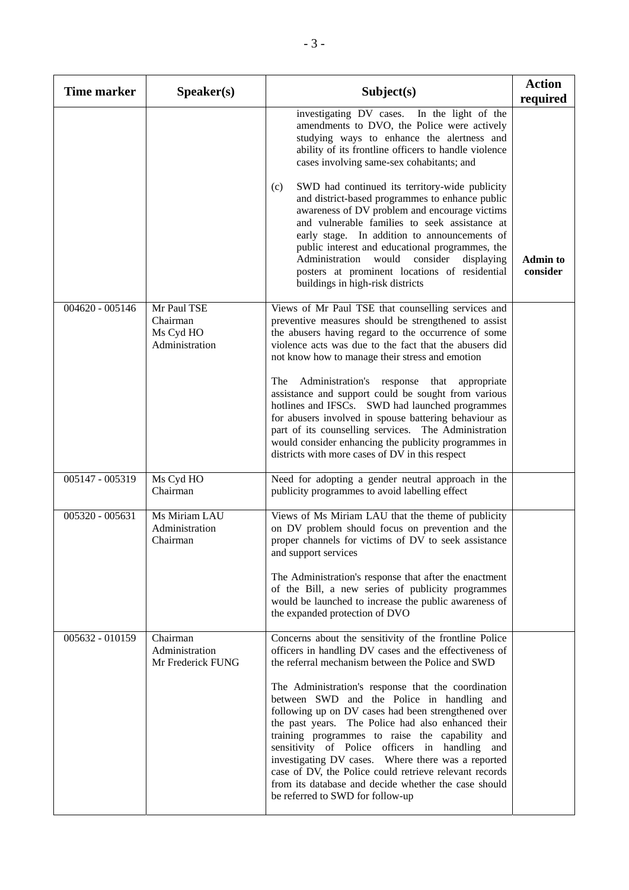| Time marker | Speaker(s) | Subject(s) | Action required |
|---|---|---|---|
| | | investigating DV cases. In the light of the amendments to DVO, the Police were actively studying ways to enhance the alertness and ability of its frontline officers to handle violence cases involving same-sex cohabitants; and<br><br>(c) SWD had continued its territory-wide publicity and district-based programmes to enhance public awareness of DV problem and encourage victims and vulnerable families to seek assistance at early stage. In addition to announcements of public interest and educational programmes, the Administration would consider displaying posters at prominent locations of residential buildings in high-risk districts | **Admin to consider** |
| 004620 - 005146 | Mr Paul TSE<br>Chairman<br>Ms Cyd HO<br>Administration | Views of Mr Paul TSE that counselling services and preventive measures should be strengthened to assist the abusers having regard to the occurrence of some violence acts was due to the fact that the abusers did not know how to manage their stress and emotion<br><br>The Administration's response that appropriate assistance and support could be sought from various hotlines and IFSCs. SWD had launched programmes for abusers involved in spouse battering behaviour as part of its counselling services. The Administration would consider enhancing the publicity programmes in districts with more cases of DV in this respect | |
| 005147 - 005319 | Ms Cyd HO<br>Chairman | Need for adopting a gender neutral approach in the publicity programmes to avoid labelling effect | |
| 005320 - 005631 | Ms Miriam LAU<br>Administration<br>Chairman | Views of Ms Miriam LAU that the theme of publicity on DV problem should focus on prevention and the proper channels for victims of DV to seek assistance and support services<br><br>The Administration's response that after the enactment of the Bill, a new series of publicity programmes would be launched to increase the public awareness of the expanded protection of DVO | |
| 005632 - 010159 | Chairman<br>Administration<br>Mr Frederick FUNG | Concerns about the sensitivity of the frontline Police officers in handling DV cases and the effectiveness of the referral mechanism between the Police and SWD<br><br>The Administration's response that the coordination between SWD and the Police in handling and following up on DV cases had been strengthened over the past years. The Police had also enhanced their training programmes to raise the capability and sensitivity of Police officers in handling and investigating DV cases. Where there was a reported case of DV, the Police could retrieve relevant records from its database and decide whether the case should be referred to SWD for follow-up | |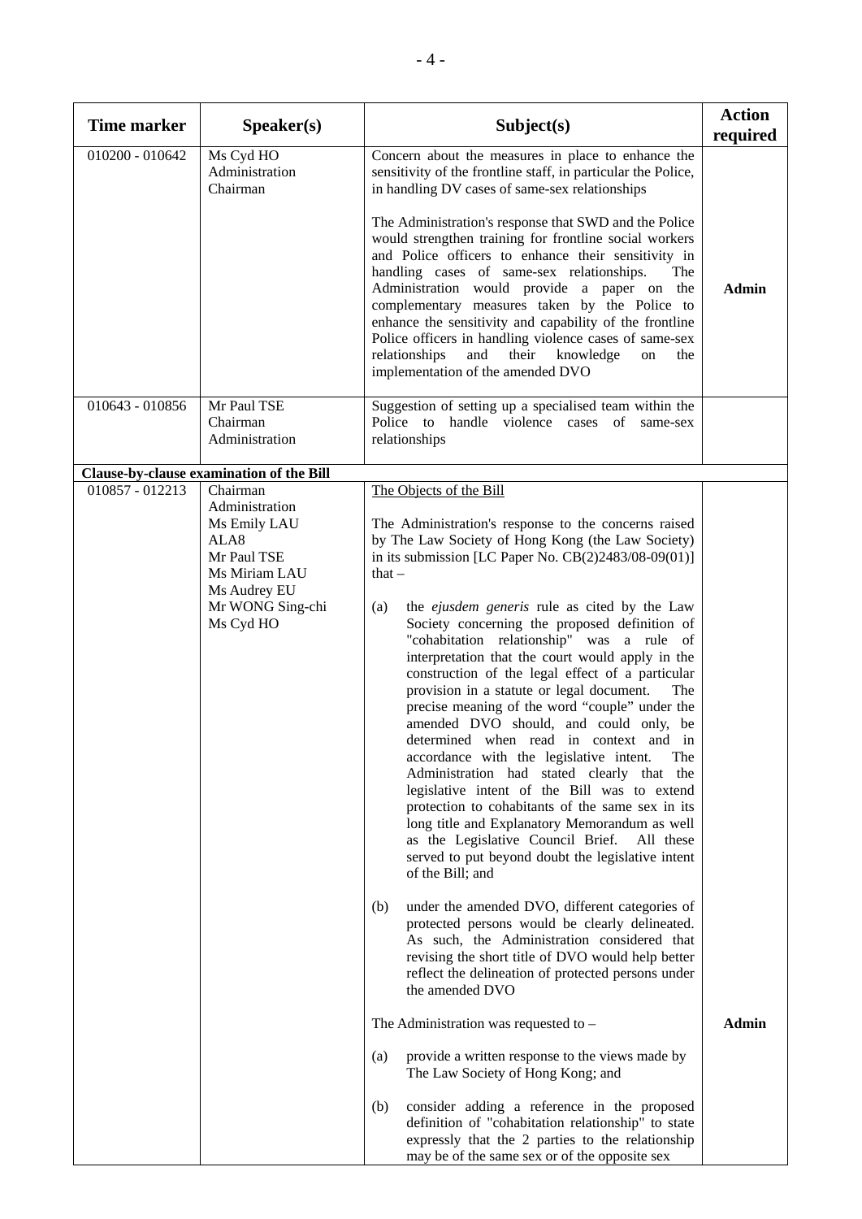| Time marker | Speaker(s) | Subject(s) | Action required |
|---|---|---|---|
| 010200 - 010642 | Ms Cyd HO<br>Administration<br>Chairman | Concern about the measures in place to enhance the sensitivity of the frontline staff, in particular the Police, in handling DV cases of same-sex relationships<br><br>The Administration's response that SWD and the Police would strengthen training for frontline social workers and Police officers to enhance their sensitivity in handling cases of same-sex relationships. The Administration would provide a paper on the complementary measures taken by the Police to enhance the sensitivity and capability of the frontline Police officers in handling violence cases of same-sex relationships and their knowledge on the implementation of the amended DVO | **Admin** |
| 010643 - 010856 | Mr Paul TSE<br>Chairman<br>Administration | Suggestion of setting up a specialised team within the Police to handle violence cases of same-sex relationships | |
| **Clause-by-clause examination of the Bill** | | | |
| 010857 - 012213 | Chairman<br>Administration<br>Ms Emily LAU<br>ALA8<br>Mr Paul TSE<br>Ms Miriam LAU<br>Ms Audrey EU<br>Mr WONG Sing-chi<br>Ms Cyd HO | The Objects of the Bill<br><br>The Administration's response to the concerns raised by The Law Society of Hong Kong (the Law Society) in its submission [LC Paper No. CB(2)2483/08-09(01)] that –<br><br>(a) the *ejusdem generis* rule as cited by the Law Society concerning the proposed definition of "cohabitation relationship" was a rule of interpretation that the court would apply in the construction of the legal effect of a particular provision in a statute or legal document. The precise meaning of the word "couple" under the amended DVO should, and could only, be determined when read in context and in accordance with the legislative intent. The Administration had stated clearly that the legislative intent of the Bill was to extend protection to cohabitants of the same sex in its long title and Explanatory Memorandum as well as the Legislative Council Brief. All these served to put beyond doubt the legislative intent of the Bill; and<br><br>(b) under the amended DVO, different categories of protected persons would be clearly delineated. As such, the Administration considered that revising the short title of DVO would help better reflect the delineation of protected persons under the amended DVO<br><br>The Administration was requested to –<br><br>(a) provide a written response to the views made by The Law Society of Hong Kong; and<br><br>(b) consider adding a reference in the proposed definition of "cohabitation relationship" to state expressly that the 2 parties to the relationship may be of the same sex or of the opposite sex | **Admin** |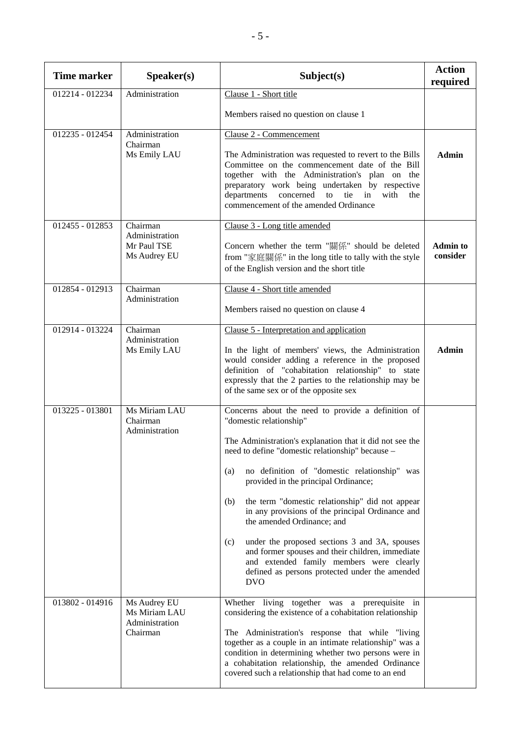| Time marker | Speaker(s) | Subject(s) | Action required |
|---|---|---|---|
| 012214 - 012234 | Administration | Clause 1 - Short title<br><br>Members raised no question on clause 1 | |
| 012235 - 012454 | Administration<br>Chairman<br>Ms Emily LAU | Clause 2 - Commencement<br><br>The Administration was requested to revert to the Bills Committee on the commencement date of the Bill together with the Administration's plan on the preparatory work being undertaken by respective departments concerned to tie in with the commencement of the amended Ordinance | **Admin** |
| 012455 - 012853 | Chairman<br>Administration<br>Mr Paul TSE<br>Ms Audrey EU | Clause 3 - Long title amended<br><br>Concern whether the term "關係" should be deleted from "家庭關係" in the long title to tally with the style of the English version and the short title | **Admin to consider** |
| 012854 - 012913 | Chairman<br>Administration | Clause 4 - Short title amended<br><br>Members raised no question on clause 4 | |
| 012914 - 013224 | Chairman<br>Administration<br>Ms Emily LAU | Clause 5 - Interpretation and application<br><br>In the light of members' views, the Administration would consider adding a reference in the proposed definition of "cohabitation relationship" to state expressly that the 2 parties to the relationship may be of the same sex or of the opposite sex | **Admin** |
| 013225 - 013801 | Ms Miriam LAU<br>Chairman<br>Administration | Concerns about the need to provide a definition of "domestic relationship"<br><br>The Administration's explanation that it did not see the need to define "domestic relationship" because –<br><br>(a) no definition of "domestic relationship" was provided in the principal Ordinance;<br><br>(b) the term "domestic relationship" did not appear in any provisions of the principal Ordinance and the amended Ordinance; and<br><br>(c) under the proposed sections 3 and 3A, spouses and former spouses and their children, immediate and extended family members were clearly defined as persons protected under the amended DVO | |
| 013802 - 014916 | Ms Audrey EU<br>Ms Miriam LAU<br>Administration<br>Chairman | Whether living together was a prerequisite in considering the existence of a cohabitation relationship<br><br>The Administration's response that while "living together as a couple in an intimate relationship" was a condition in determining whether two persons were in a cohabitation relationship, the amended Ordinance covered such a relationship that had come to an end | |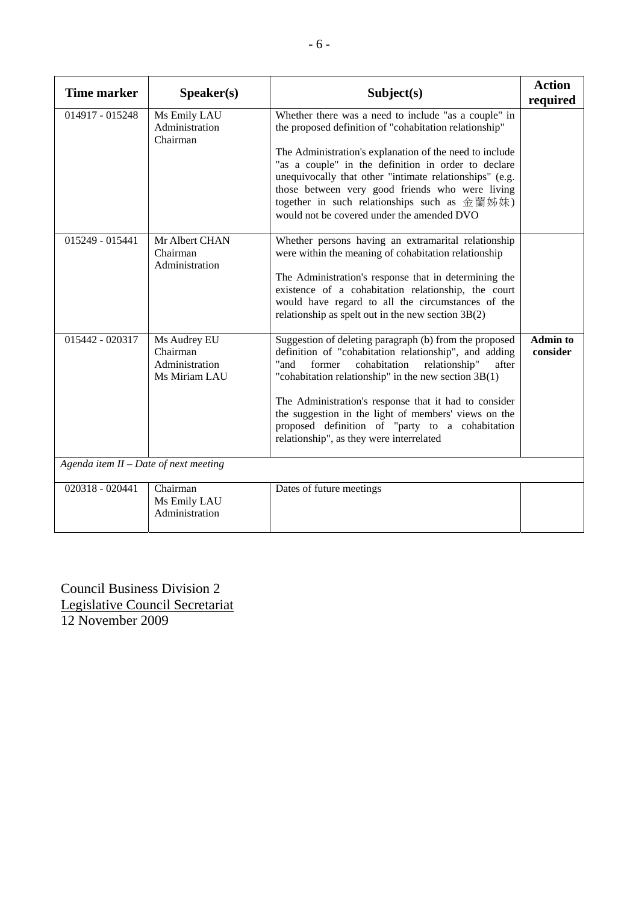| Time marker | Speaker(s) | Subject(s) | Action required |
|---|---|---|---|
| 014917 - 015248 | Ms Emily LAU<br>Administration<br>Chairman | Whether there was a need to include "as a couple" in the proposed definition of "cohabitation relationship"<br><br>The Administration's explanation of the need to include "as a couple" in the definition in order to declare unequivocally that other "intimate relationships" (e.g. those between very good friends who were living together in such relationships such as 金蘭姊妹) would not be covered under the amended DVO | |
| 015249 - 015441 | Mr Albert CHAN<br>Chairman<br>Administration | Whether persons having an extramarital relationship were within the meaning of cohabitation relationship<br><br>The Administration's response that in determining the existence of a cohabitation relationship, the court would have regard to all the circumstances of the relationship as spelt out in the new section 3B(2) | |
| 015442 - 020317 | Ms Audrey EU<br>Chairman<br>Administration<br>Ms Miriam LAU | Suggestion of deleting paragraph (b) from the proposed definition of "cohabitation relationship", and adding "and former cohabitation relationship" after "cohabitation relationship" in the new section 3B(1)<br><br>The Administration's response that it had to consider the suggestion in the light of members' views on the proposed definition of "party to a cohabitation relationship", as they were interrelated | **Admin to consider** |
| *Agenda item II – Date of next meeting* | | | |
| 020318 - 020441 | Chairman<br>Ms Emily LAU<br>Administration | Dates of future meetings | |

Council Business Division 2
Legislative Council Secretariat
12 November 2009